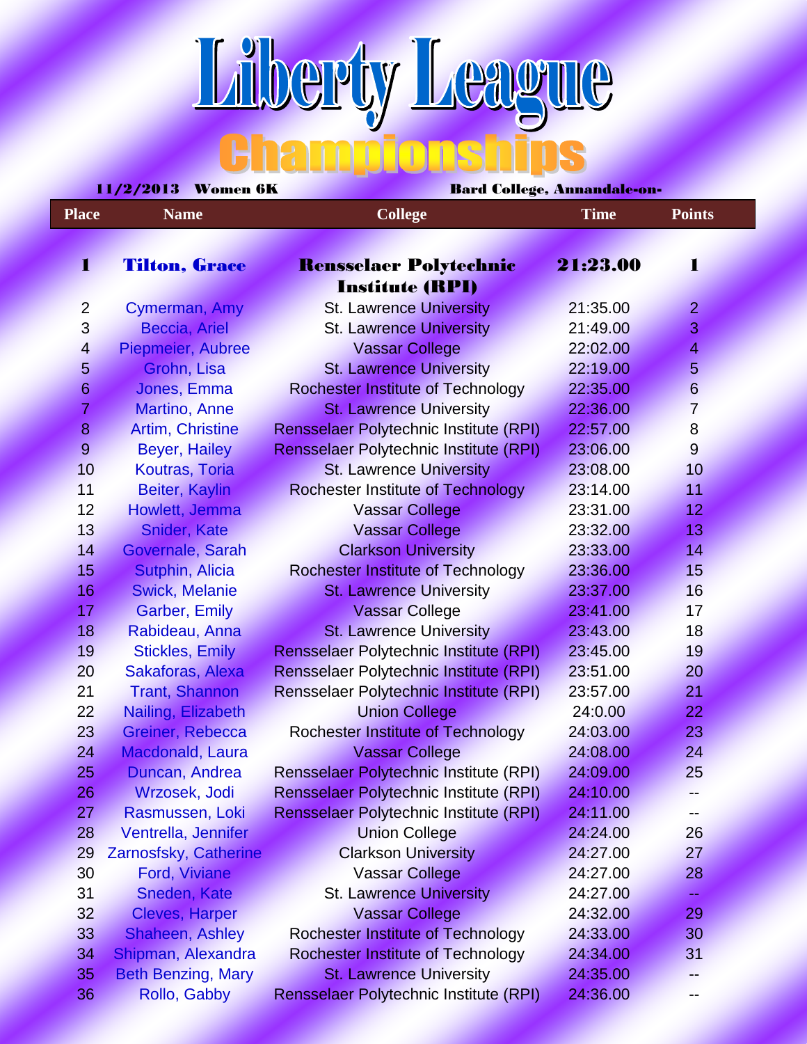# Liberty League

## Championships

**11/2/2013 Women 6K** **Bard College, Annandale-on-**

| Place | Name | College | Time | Points |
|---|---|---|---|---|
| **1** | **Tilton, Grace** | **Rensselaer Polytechnic Institute (RPI)** | **21:23.00** | **1** |
| 2 | Cymerman, Amy | St. Lawrence University | 21:35.00 | 2 |
| 3 | Beccia, Ariel | St. Lawrence University | 21:49.00 | 3 |
| 4 | Piepmeier, Aubree | Vassar College | 22:02.00 | 4 |
| 5 | Grohn, Lisa | St. Lawrence University | 22:19.00 | 5 |
| 6 | Jones, Emma | Rochester Institute of Technology | 22:35.00 | 6 |
| 7 | Martino, Anne | St. Lawrence University | 22:36.00 | 7 |
| 8 | Artim, Christine | Rensselaer Polytechnic Institute (RPI) | 22:57.00 | 8 |
| 9 | Beyer, Hailey | Rensselaer Polytechnic Institute (RPI) | 23:06.00 | 9 |
| 10 | Koutras, Toria | St. Lawrence University | 23:08.00 | 10 |
| 11 | Beiter, Kaylin | Rochester Institute of Technology | 23:14.00 | 11 |
| 12 | Howlett, Jemma | Vassar College | 23:31.00 | 12 |
| 13 | Snider, Kate | Vassar College | 23:32.00 | 13 |
| 14 | Governale, Sarah | Clarkson University | 23:33.00 | 14 |
| 15 | Sutphin, Alicia | Rochester Institute of Technology | 23:36.00 | 15 |
| 16 | Swick, Melanie | St. Lawrence University | 23:37.00 | 16 |
| 17 | Garber, Emily | Vassar College | 23:41.00 | 17 |
| 18 | Rabideau, Anna | St. Lawrence University | 23:43.00 | 18 |
| 19 | Stickles, Emily | Rensselaer Polytechnic Institute (RPI) | 23:45.00 | 19 |
| 20 | Sakaforas, Alexa | Rensselaer Polytechnic Institute (RPI) | 23:51.00 | 20 |
| 21 | Trant, Shannon | Rensselaer Polytechnic Institute (RPI) | 23:57.00 | 21 |
| 22 | Nailing, Elizabeth | Union College | 24:0.00 | 22 |
| 23 | Greiner, Rebecca | Rochester Institute of Technology | 24:03.00 | 23 |
| 24 | Macdonald, Laura | Vassar College | 24:08.00 | 24 |
| 25 | Duncan, Andrea | Rensselaer Polytechnic Institute (RPI) | 24:09.00 | 25 |
| 26 | Wrzosek, Jodi | Rensselaer Polytechnic Institute (RPI) | 24:10.00 | -- |
| 27 | Rasmussen, Loki | Rensselaer Polytechnic Institute (RPI) | 24:11.00 | -- |
| 28 | Ventrella, Jennifer | Union College | 24:24.00 | 26 |
| 29 | Zarnosfsky, Catherine | Clarkson University | 24:27.00 | 27 |
| 30 | Ford, Viviane | Vassar College | 24:27.00 | 28 |
| 31 | Sneden, Kate | St. Lawrence University | 24:27.00 | -- |
| 32 | Cleves, Harper | Vassar College | 24:32.00 | 29 |
| 33 | Shaheen, Ashley | Rochester Institute of Technology | 24:33.00 | 30 |
| 34 | Shipman, Alexandra | Rochester Institute of Technology | 24:34.00 | 31 |
| 35 | Beth Benzing, Mary | St. Lawrence University | 24:35.00 | -- |
| 36 | Rollo, Gabby | Rensselaer Polytechnic Institute (RPI) | 24:36.00 | -- |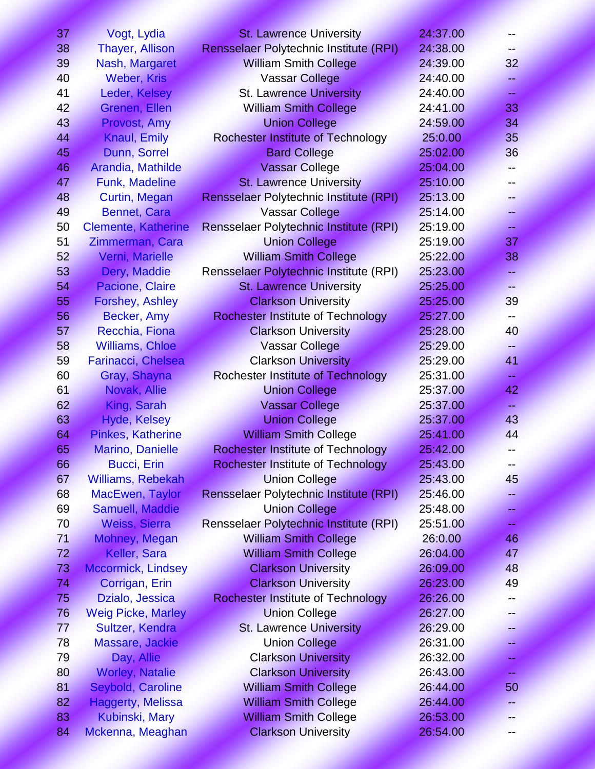| | | | | |
|---|---|---|---|---|
| 37 | Vogt, Lydia | St. Lawrence University | 24:37.00 | -- |
| 38 | Thayer, Allison | Rensselaer Polytechnic Institute (RPI) | 24:38.00 | -- |
| 39 | Nash, Margaret | William Smith College | 24:39.00 | 32 |
| 40 | Weber, Kris | Vassar College | 24:40.00 | -- |
| 41 | Leder, Kelsey | St. Lawrence University | 24:40.00 | -- |
| 42 | Grenen, Ellen | William Smith College | 24:41.00 | 33 |
| 43 | Provost, Amy | Union College | 24:59.00 | 34 |
| 44 | Knaul, Emily | Rochester Institute of Technology | 25:0.00 | 35 |
| 45 | Dunn, Sorrel | Bard College | 25:02.00 | 36 |
| 46 | Arandia, Mathilde | Vassar College | 25:04.00 | -- |
| 47 | Funk, Madeline | St. Lawrence University | 25:10.00 | -- |
| 48 | Curtin, Megan | Rensselaer Polytechnic Institute (RPI) | 25:13.00 | -- |
| 49 | Bennet, Cara | Vassar College | 25:14.00 | -- |
| 50 | Clemente, Katherine | Rensselaer Polytechnic Institute (RPI) | 25:19.00 | -- |
| 51 | Zimmerman, Cara | Union College | 25:19.00 | 37 |
| 52 | Verni, Marielle | William Smith College | 25:22.00 | 38 |
| 53 | Dery, Maddie | Rensselaer Polytechnic Institute (RPI) | 25:23.00 | -- |
| 54 | Pacione, Claire | St. Lawrence University | 25:25.00 | -- |
| 55 | Forshey, Ashley | Clarkson University | 25:25.00 | 39 |
| 56 | Becker, Amy | Rochester Institute of Technology | 25:27.00 | -- |
| 57 | Recchia, Fiona | Clarkson University | 25:28.00 | 40 |
| 58 | Williams, Chloe | Vassar College | 25:29.00 | -- |
| 59 | Farinacci, Chelsea | Clarkson University | 25:29.00 | 41 |
| 60 | Gray, Shayna | Rochester Institute of Technology | 25:31.00 | -- |
| 61 | Novak, Allie | Union College | 25:37.00 | 42 |
| 62 | King, Sarah | Vassar College | 25:37.00 | -- |
| 63 | Hyde, Kelsey | Union College | 25:37.00 | 43 |
| 64 | Pinkes, Katherine | William Smith College | 25:41.00 | 44 |
| 65 | Marino, Danielle | Rochester Institute of Technology | 25:42.00 | -- |
| 66 | Bucci, Erin | Rochester Institute of Technology | 25:43.00 | -- |
| 67 | Williams, Rebekah | Union College | 25:43.00 | 45 |
| 68 | MacEwen, Taylor | Rensselaer Polytechnic Institute (RPI) | 25:46.00 | -- |
| 69 | Samuell, Maddie | Union College | 25:48.00 | -- |
| 70 | Weiss, Sierra | Rensselaer Polytechnic Institute (RPI) | 25:51.00 | -- |
| 71 | Mohney, Megan | William Smith College | 26:0.00 | 46 |
| 72 | Keller, Sara | William Smith College | 26:04.00 | 47 |
| 73 | Mccormick, Lindsey | Clarkson University | 26:09.00 | 48 |
| 74 | Corrigan, Erin | Clarkson University | 26:23.00 | 49 |
| 75 | Dzialo, Jessica | Rochester Institute of Technology | 26:26.00 | -- |
| 76 | Weig Picke, Marley | Union College | 26:27.00 | -- |
| 77 | Sultzer, Kendra | St. Lawrence University | 26:29.00 | -- |
| 78 | Massare, Jackie | Union College | 26:31.00 | -- |
| 79 | Day, Allie | Clarkson University | 26:32.00 | -- |
| 80 | Worley, Natalie | Clarkson University | 26:43.00 | -- |
| 81 | Seybold, Caroline | William Smith College | 26:44.00 | 50 |
| 82 | Haggerty, Melissa | William Smith College | 26:44.00 | -- |
| 83 | Kubinski, Mary | William Smith College | 26:53.00 | -- |
| 84 | Mckenna, Meaghan | Clarkson University | 26:54.00 | -- |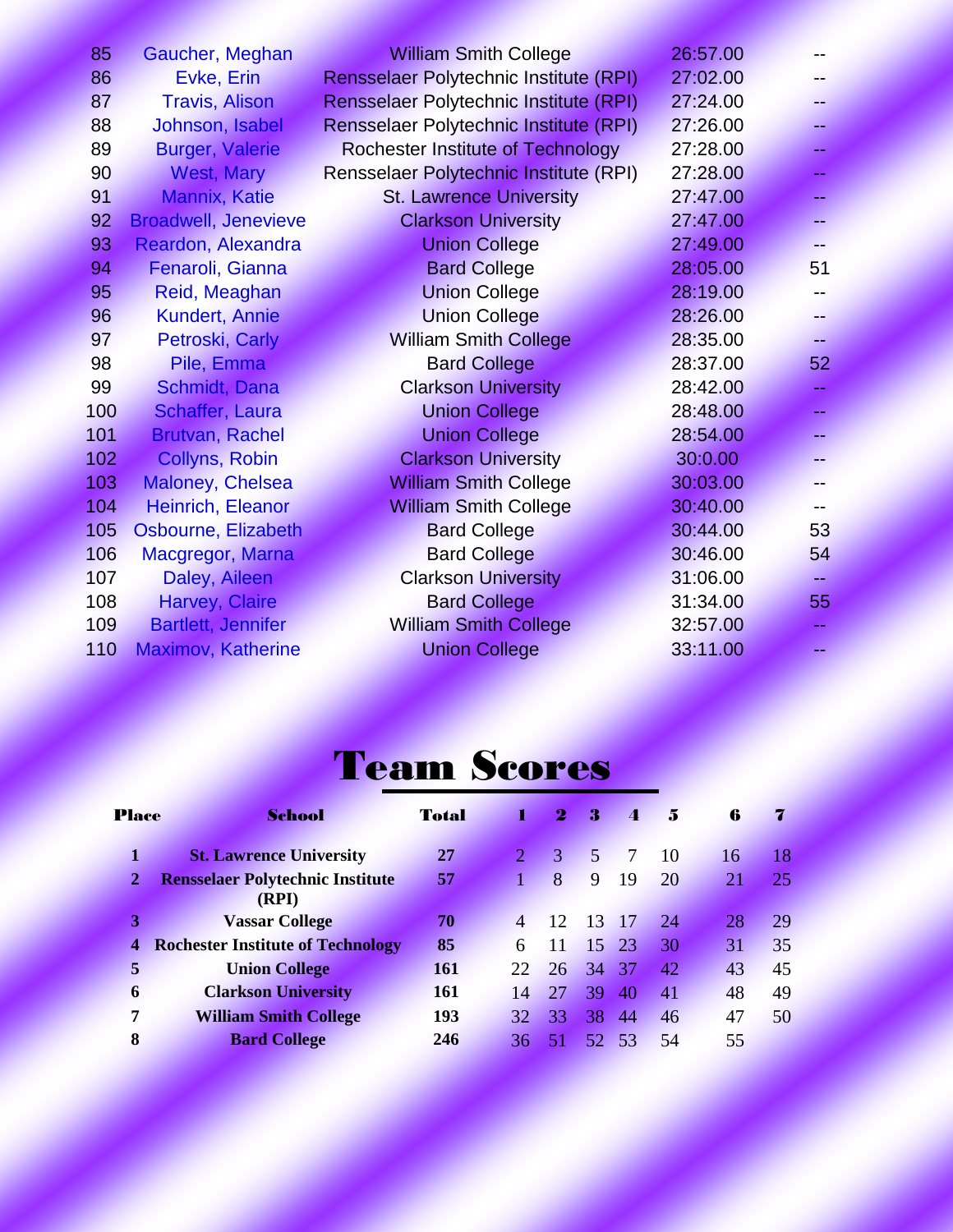| | | | | |
|---|---|---|---|---|
| 85 | Gaucher, Meghan | William Smith College | 26:57.00 | -- |
| 86 | Evke, Erin | Rensselaer Polytechnic Institute (RPI) | 27:02.00 | -- |
| 87 | Travis, Alison | Rensselaer Polytechnic Institute (RPI) | 27:24.00 | -- |
| 88 | Johnson, Isabel | Rensselaer Polytechnic Institute (RPI) | 27:26.00 | -- |
| 89 | Burger, Valerie | Rochester Institute of Technology | 27:28.00 | -- |
| 90 | West, Mary | Rensselaer Polytechnic Institute (RPI) | 27:28.00 | -- |
| 91 | Mannix, Katie | St. Lawrence University | 27:47.00 | -- |
| 92 | Broadwell, Jenevieve | Clarkson University | 27:47.00 | -- |
| 93 | Reardon, Alexandra | Union College | 27:49.00 | -- |
| 94 | Fenaroli, Gianna | Bard College | 28:05.00 | 51 |
| 95 | Reid, Meaghan | Union College | 28:19.00 | -- |
| 96 | Kundert, Annie | Union College | 28:26.00 | -- |
| 97 | Petroski, Carly | William Smith College | 28:35.00 | -- |
| 98 | Pile, Emma | Bard College | 28:37.00 | 52 |
| 99 | Schmidt, Dana | Clarkson University | 28:42.00 | -- |
| 100 | Schaffer, Laura | Union College | 28:48.00 | -- |
| 101 | Brutvan, Rachel | Union College | 28:54.00 | -- |
| 102 | Collyns, Robin | Clarkson University | 30:0.00 | -- |
| 103 | Maloney, Chelsea | William Smith College | 30:03.00 | -- |
| 104 | Heinrich, Eleanor | William Smith College | 30:40.00 | -- |
| 105 | Osbourne, Elizabeth | Bard College | 30:44.00 | 53 |
| 106 | Macgregor, Marna | Bard College | 30:46.00 | 54 |
| 107 | Daley, Aileen | Clarkson University | 31:06.00 | -- |
| 108 | Harvey, Claire | Bard College | 31:34.00 | 55 |
| 109 | Bartlett, Jennifer | William Smith College | 32:57.00 | -- |
| 110 | Maximov, Katherine | Union College | 33:11.00 | -- |

# Team Scores

| Place | School | Total | 1 | 2 | 3 | 4 | 5 | 6 | 7 |
|---|---|---|---|---|---|---|---|---|---|
| 1 | St. Lawrence University | 27 | 2 | 3 | 5 | 7 | 10 | 16 | 18 |
| 2 | Rensselaer Polytechnic Institute (RPI) | 57 | 1 | 8 | 9 | 19 | 20 | 21 | 25 |
| 3 | Vassar College | 70 | 4 | 12 | 13 | 17 | 24 | 28 | 29 |
| 4 | Rochester Institute of Technology | 85 | 6 | 11 | 15 | 23 | 30 | 31 | 35 |
| 5 | Union College | 161 | 22 | 26 | 34 | 37 | 42 | 43 | 45 |
| 6 | Clarkson University | 161 | 14 | 27 | 39 | 40 | 41 | 48 | 49 |
| 7 | William Smith College | 193 | 32 | 33 | 38 | 44 | 46 | 47 | 50 |
| 8 | Bard College | 246 | 36 | 51 | 52 | 53 | 54 | 55 | |